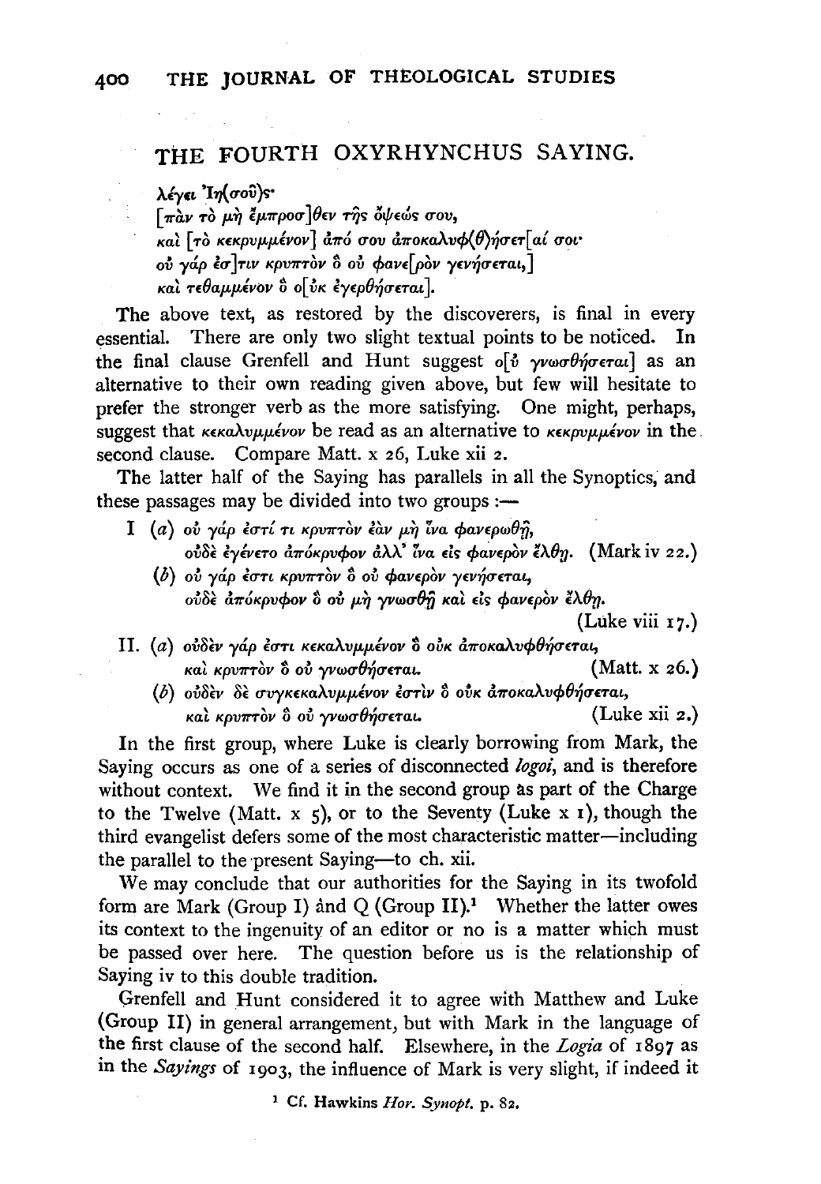## THE FOURTH OXYRHYNCHUS SAYING.

λέγει Ἰη(σοῦ)ς·
[πᾶν τὸ μὴ ἔμπροσ]θεν τῆς ὄψεώς σου,
καὶ [τὸ κεκρυμμένον] ἀπό σου ἀποκαλυφ(θ)ήσετ[αί σοι·
οὐ γάρ ἐσ]τιν κρυπτὸν ὃ οὐ φανε[ρὸν γενήσεται,]
καὶ τεθαμμένον ὃ ο[ὐκ ἐγερθήσεται].

The above text, as restored by the discoverers, is final in every essential. There are only two slight textual points to be noticed. In the final clause Grenfell and Hunt suggest ο[ὐ γνωσθήσεται] as an alternative to their own reading given above, but few will hesitate to prefer the stronger verb as the more satisfying. One might, perhaps, suggest that κεκαλυμμένον be read as an alternative to κεκρυμμένον in the second clause. Compare Matt. x 26, Luke xii 2.

The latter half of the Saying has parallels in all the Synoptics, and these passages may be divided into two groups:—

I (*a*) οὐ γάρ ἐστί τι κρυπτὸν ἐὰν μὴ ἵνα φανερωθῇ,
οὐδὲ ἐγένετο ἀπόκρυφον ἀλλ' ἵνα εἰς φανερὸν ἔλθῃ. (Mark iv 22.)

(*b*) οὐ γάρ ἐστι κρυπτὸν ὃ οὐ φανερὸν γενήσεται,
οὐδὲ ἀπόκρυφον ὃ οὐ μὴ γνωσθῇ καὶ εἰς φανερὸν ἔλθῃ.
(Luke viii 17.)

II. (*a*) οὐδὲν γάρ ἐστι κεκαλυμμένον ὃ οὐκ ἀποκαλυφθήσεται,
καὶ κρυπτὸν ὃ οὐ γνωσθήσεται. (Matt. x 26.)

(*b*) οὐδὲν δὲ συγκεκαλυμμένον ἐστὶν ὃ οὐκ ἀποκαλυφθήσεται,
καὶ κρυπτὸν ὃ οὐ γνωσθήσεται. (Luke xii 2.)

In the first group, where Luke is clearly borrowing from Mark, the Saying occurs as one of a series of disconnected *logoi*, and is therefore without context. We find it in the second group as part of the Charge to the Twelve (Matt. x 5), or to the Seventy (Luke x 1), though the third evangelist defers some of the most characteristic matter—including the parallel to the present Saying—to ch. xii.

We may conclude that our authorities for the Saying in its twofold form are Mark (Group I) and Q (Group II).[1] Whether the latter owes its context to the ingenuity of an editor or no is a matter which must be passed over here. The question before us is the relationship of Saying iv to this double tradition.

Grenfell and Hunt considered it to agree with Matthew and Luke (Group II) in general arrangement, but with Mark in the language of the first clause of the second half. Elsewhere, in the *Logia* of 1897 as in the *Sayings* of 1903, the influence of Mark is very slight, if indeed it

[1] Cf. Hawkins *Hor. Synopt.* p. 82.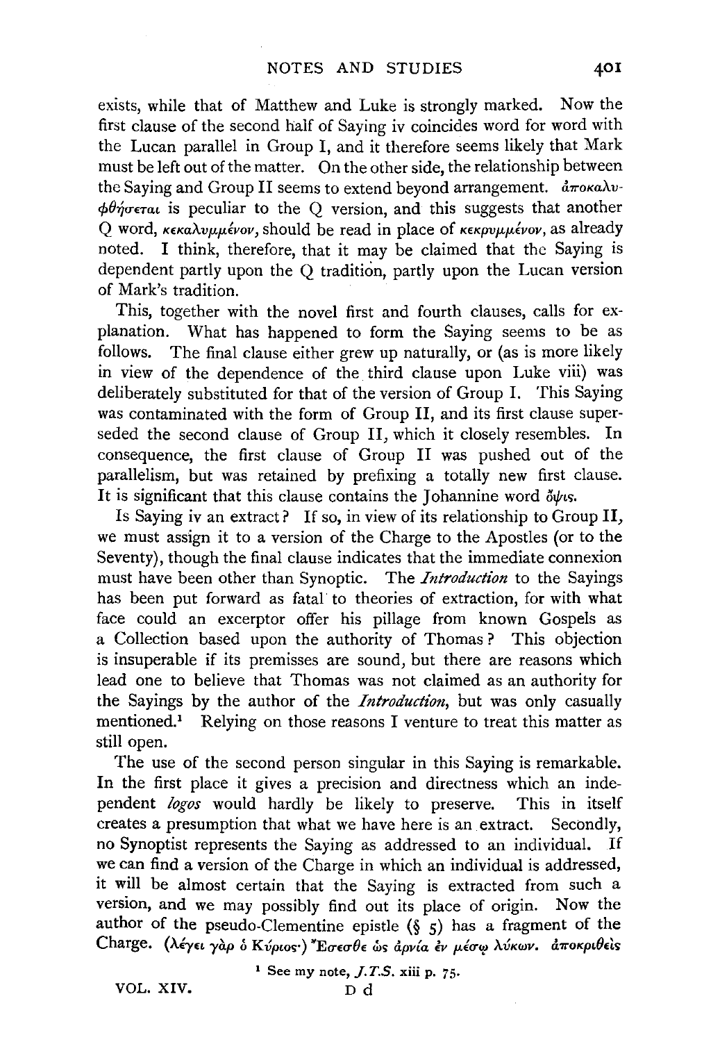exists, while that of Matthew and Luke is strongly marked. Now the first clause of the second half of Saying iv coincides word for word with the Lucan parallel in Group I, and it therefore seems likely that Mark must be left out of the matter. On the other side, the relationship between the Saying and Group II seems to extend beyond arrangement. ἀποκαλυφθήσεται is peculiar to the Q version, and this suggests that another Q word, κεκαλυμμένον, should be read in place of κεκρυμμένον, as already noted. I think, therefore, that it may be claimed that the Saying is dependent partly upon the Q tradition, partly upon the Lucan version of Mark's tradition.

This, together with the novel first and fourth clauses, calls for explanation. What has happened to form the Saying seems to be as follows. The final clause either grew up naturally, or (as is more likely in view of the dependence of the third clause upon Luke viii) was deliberately substituted for that of the version of Group I. This Saying was contaminated with the form of Group II, and its first clause superseded the second clause of Group II, which it closely resembles. In consequence, the first clause of Group II was pushed out of the parallelism, but was retained by prefixing a totally new first clause. It is significant that this clause contains the Johannine word ὄψις.

Is Saying iv an extract? If so, in view of its relationship to Group II, we must assign it to a version of the Charge to the Apostles (or to the Seventy), though the final clause indicates that the immediate connexion must have been other than Synoptic. The *Introduction* to the Sayings has been put forward as fatal to theories of extraction, for with what face could an excerptor offer his pillage from known Gospels as a Collection based upon the authority of Thomas? This objection is insuperable if its premisses are sound, but there are reasons which lead one to believe that Thomas was not claimed as an authority for the Sayings by the author of the *Introduction*, but was only casually mentioned.[1] Relying on those reasons I venture to treat this matter as still open.

The use of the second person singular in this Saying is remarkable. In the first place it gives a precision and directness which an independent *logos* would hardly be likely to preserve. This in itself creates a presumption that what we have here is an extract. Secondly, no Synoptist represents the Saying as addressed to an individual. If we can find a version of the Charge in which an individual is addressed, it will be almost certain that the Saying is extracted from such a version, and we may possibly find out its place of origin. Now the author of the pseudo-Clementine epistle (§ 5) has a fragment of the Charge. (λέγει γὰρ ὁ Κύριος·) Ἔσεσθε ὡς ἀρνία ἐν μέσῳ λύκων. ἀποκριθεὶς

[1] See my note, *J.T.S.* xiii p. 75.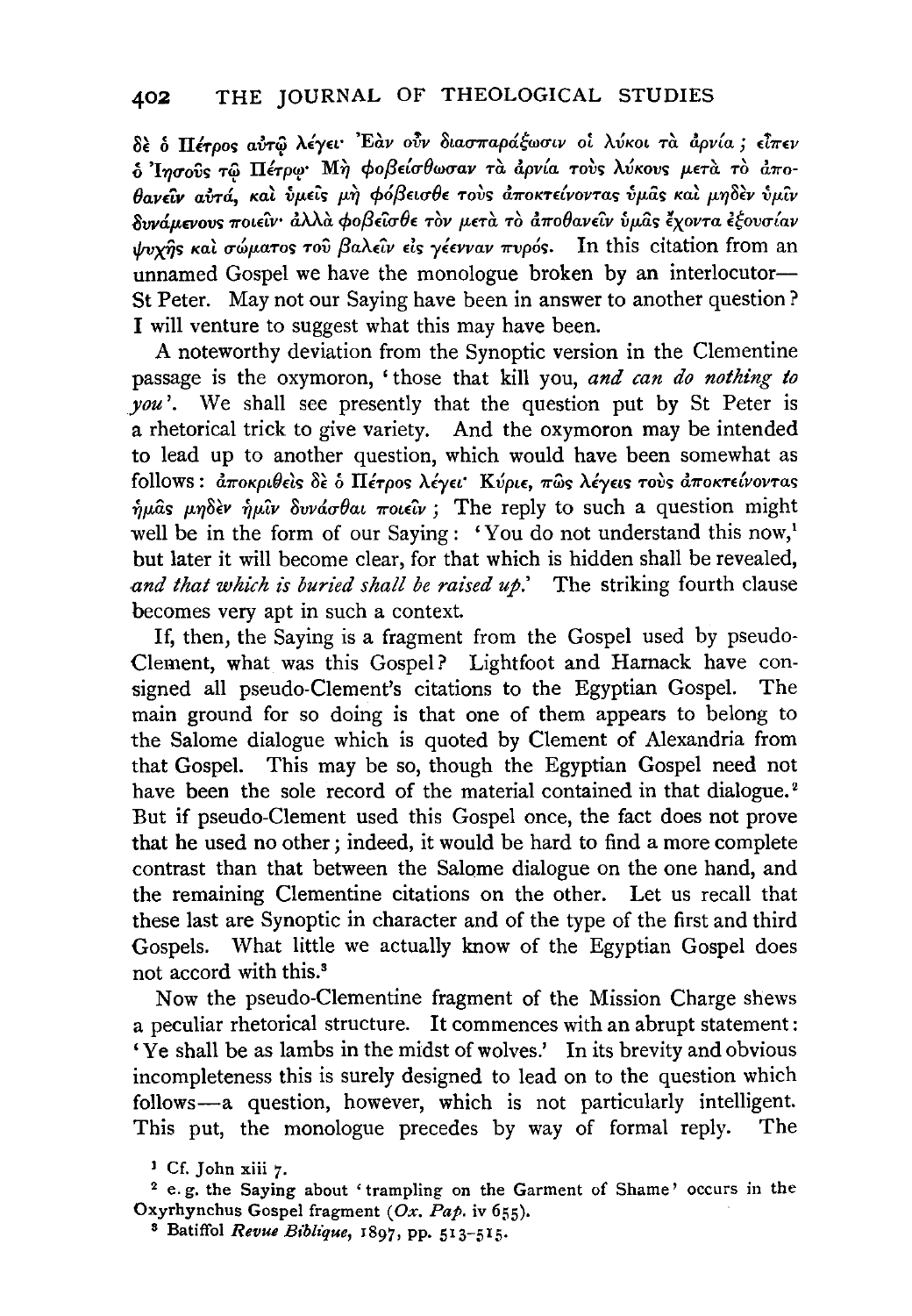δὲ ὁ Πέτρος αὐτῷ λέγει· Ἐὰν οὖν διασπαράξωσιν οἱ λύκοι τὰ ἀρνία; εἶπεν ὁ Ἰησοῦς τῷ Πέτρῳ· Μὴ φοβείσθωσαν τὰ ἀρνία τοὺς λύκους μετὰ τὸ ἀποθανεῖν αὐτά, καὶ ὑμεῖς μὴ φόβεισθε τοὺς ἀποκτείνοντας ὑμᾶς καὶ μηδὲν ὑμῖν δυνάμενους ποιεῖν· ἀλλὰ φοβεῖσθε τὸν μετὰ τὸ ἀποθανεῖν ὑμᾶς ἔχοντα ἐξουσίαν ψυχῆς καὶ σώματος τοῦ βαλεῖν εἰς γέενναν πυρός. In this citation from an unnamed Gospel we have the monologue broken by an interlocutor—St Peter. May not our Saying have been in answer to another question? I will venture to suggest what this may have been.

A noteworthy deviation from the Synoptic version in the Clementine passage is the oxymoron, 'those that kill you, *and can do nothing to you*'. We shall see presently that the question put by St Peter is a rhetorical trick to give variety. And the oxymoron may be intended to lead up to another question, which would have been somewhat as follows: ἀποκριθεὶς δὲ ὁ Πέτρος λέγει· Κύριε, πῶς λέγεις τοὺς ἀποκτείνοντας ἡμᾶς μηδὲν ἡμῖν δυνάσθαι ποιεῖν; The reply to such a question might well be in the form of our Saying: 'You do not understand this now,[1] but later it will become clear, for that which is hidden shall be revealed, *and that which is buried shall be raised up*.' The striking fourth clause becomes very apt in such a context.

If, then, the Saying is a fragment from the Gospel used by pseudo-Clement, what was this Gospel? Lightfoot and Harnack have consigned all pseudo-Clement's citations to the Egyptian Gospel. The main ground for so doing is that one of them appears to belong to the Salome dialogue which is quoted by Clement of Alexandria from that Gospel. This may be so, though the Egyptian Gospel need not have been the sole record of the material contained in that dialogue.[2] But if pseudo-Clement used this Gospel once, the fact does not prove that he used no other; indeed, it would be hard to find a more complete contrast than that between the Salome dialogue on the one hand, and the remaining Clementine citations on the other. Let us recall that these last are Synoptic in character and of the type of the first and third Gospels. What little we actually know of the Egyptian Gospel does not accord with this.[3]

Now the pseudo-Clementine fragment of the Mission Charge shews a peculiar rhetorical structure. It commences with an abrupt statement: 'Ye shall be as lambs in the midst of wolves.' In its brevity and obvious incompleteness this is surely designed to lead on to the question which follows—a question, however, which is not particularly intelligent. This put, the monologue precedes by way of formal reply. The

[1] Cf. John xiii 7.

[2] e.g. the Saying about 'trampling on the Garment of Shame' occurs in the Oxyrhynchus Gospel fragment (*Ox. Pap.* iv 655).

[3] Batiffol *Revue Biblique*, 1897, pp. 513–515.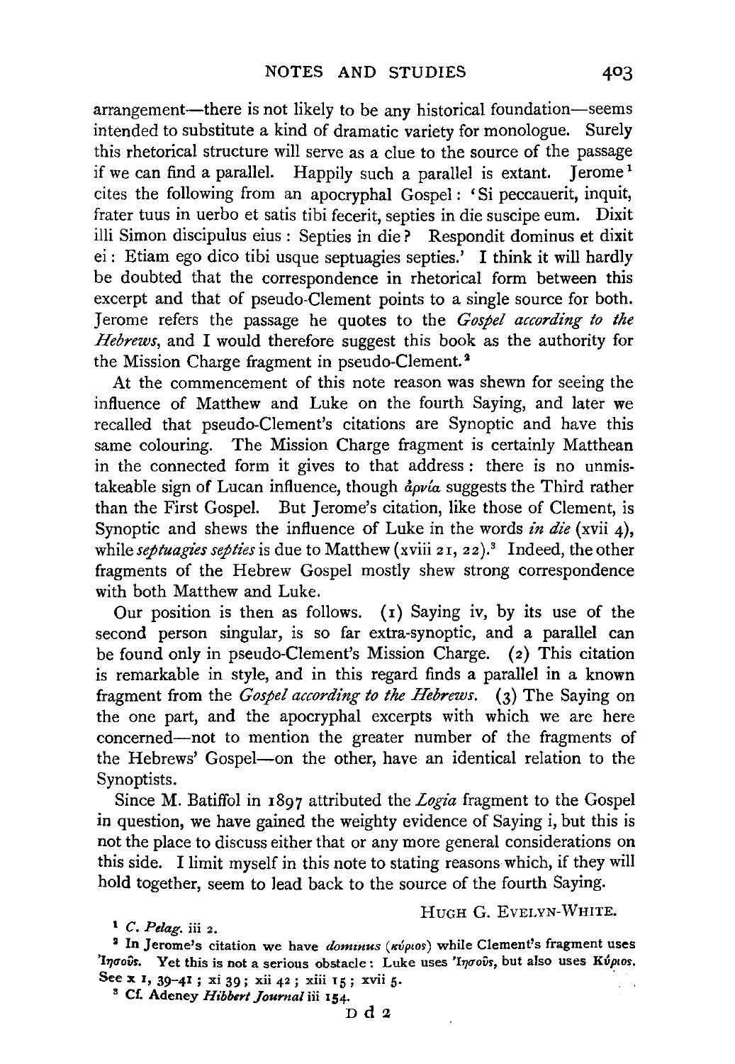arrangement—there is not likely to be any historical foundation—seems intended to substitute a kind of dramatic variety for monologue. Surely this rhetorical structure will serve as a clue to the source of the passage if we can find a parallel. Happily such a parallel is extant. Jerome[1] cites the following from an apocryphal Gospel: 'Si peccauerit, inquit, frater tuus in uerbo et satis tibi fecerit, septies in die suscipe eum. Dixit illi Simon discipulus eius: Septies in die? Respondit dominus et dixit ei: Etiam ego dico tibi usque septuagies septies.' I think it will hardly be doubted that the correspondence in rhetorical form between this excerpt and that of pseudo-Clement points to a single source for both. Jerome refers the passage he quotes to the *Gospel according to the Hebrews*, and I would therefore suggest this book as the authority for the Mission Charge fragment in pseudo-Clement.[2]

At the commencement of this note reason was shewn for seeing the influence of Matthew and Luke on the fourth Saying, and later we recalled that pseudo-Clement's citations are Synoptic and have this same colouring. The Mission Charge fragment is certainly Matthean in the connected form it gives to that address: there is no unmistakeable sign of Lucan influence, though ἀρνία suggests the Third rather than the First Gospel. But Jerome's citation, like those of Clement, is Synoptic and shews the influence of Luke in the words *in die* (xvii 4), while *septuagies septies* is due to Matthew (xviii 21, 22).[3] Indeed, the other fragments of the Hebrew Gospel mostly shew strong correspondence with both Matthew and Luke.

Our position is then as follows. (1) Saying iv, by its use of the second person singular, is so far extra-synoptic, and a parallel can be found only in pseudo-Clement's Mission Charge. (2) This citation is remarkable in style, and in this regard finds a parallel in a known fragment from the *Gospel according to the Hebrews*. (3) The Saying on the one part, and the apocryphal excerpts with which we are here concerned—not to mention the greater number of the fragments of the Hebrews' Gospel—on the other, have an identical relation to the Synoptists.

Since M. Batiffol in 1897 attributed the *Logia* fragment to the Gospel in question, we have gained the weighty evidence of Saying i, but this is not the place to discuss either that or any more general considerations on this side. I limit myself in this note to stating reasons which, if they will hold together, seem to lead back to the source of the fourth Saying.

HUGH G. EVELYN-WHITE.

[1] *C. Pelag.* iii 2.

[2] In Jerome's citation we have *dominus* (κύριος) while Clement's fragment uses Ἰησοῦς. Yet this is not a serious obstacle: Luke uses Ἰησοῦς, but also uses Κύριος. See x 1, 39–41; xi 39; xii 42; xiii 15; xvii 5.

[3] Cf. Adeney *Hibbert Journal* iii 154.